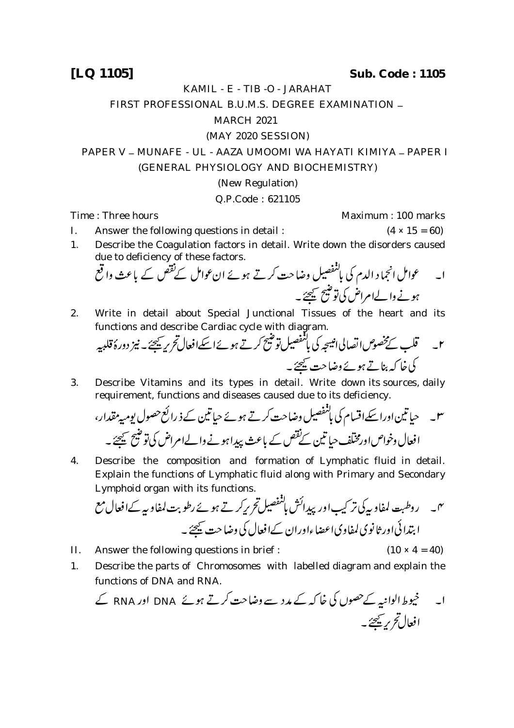**[LQ 1105]** **Sub. Code : 1105**

KAMIL - E - TIB -O - JARAHAT

FIRST PROFESSIONAL B.U.M.S. DEGREE EXAMINATION –

MARCH 2021

(MAY 2020 SESSION)

PAPER V – MUNAFE - UL - AAZA UMOOMI WA HAYATI KIMIYA – PAPER I

(GENERAL PHYSIOLOGY AND BIOCHEMISTRY)

(New Regulation)

Q.P.Code : 621105

Time : Three hours Maximum : 100 marks

I. Answer the following questions in detail : (4 × 15 = 60)

1. Describe the Coagulation factors in detail. Write down the disorders caused due to deficiency of these factors.

۱۔ عوامل انجماد الدم کی بالتفصیل وضاحت کرتے ہوئے ان عوامل کے نقص کے باعث واقع ہونے والے امراض کی توضیح کیجئے۔

2. Write in detail about Special Junctional Tissues of the heart and its functions and describe Cardiac cycle with diagram.

۲۔ قلب کے مخصوص اتصالی انسجہ کی بالتفصیل توضیح کرتے ہوئے اسکے افعال تحریر کیجئے۔ نیز دورۂ قلبیہ کی خاکہ بناتے ہوئے وضاحت کیجئے۔

3. Describe Vitamins and its types in detail. Write down its sources, daily requirement, functions and diseases caused due to its deficiency.

۳۔ حیاتین اور اسکے اقسام کی بالتفصیل وضاحت کرتے ہوئے حیاتین کے ذرائع حصول یومیہ مقدار، افعال وخواص اور مختلف حیاتین کے نقص کے باعث پیدا ہونے والے امراض کی توضیح کیجئے۔

4. Describe the composition and formation of Lymphatic fluid in detail. Explain the functions of Lymphatic fluid along with Primary and Secondary Lymphoid organ with its functions.

۴۔ رطوبت لمفاویہ کی ترکیب اور پیدائش بالتفصیل تحریر کرتے ہوئے رطوبت لمفاویہ کے افعال مع ابتدائی اور ثانوی لمفاوی اعضاء اور ان کے افعال کی وضاحت کیجئے۔

II. Answer the following questions in brief : (10 × 4 = 40)

1. Describe the parts of Chromosomes with labelled diagram and explain the functions of DNA and RNA.

۱۔ خیوط الوانیہ کے حصوں کی خاکہ کے مدد سے وضاحت کرتے ہوئے DNA اور RNA کے افعال تحریر کیجئے۔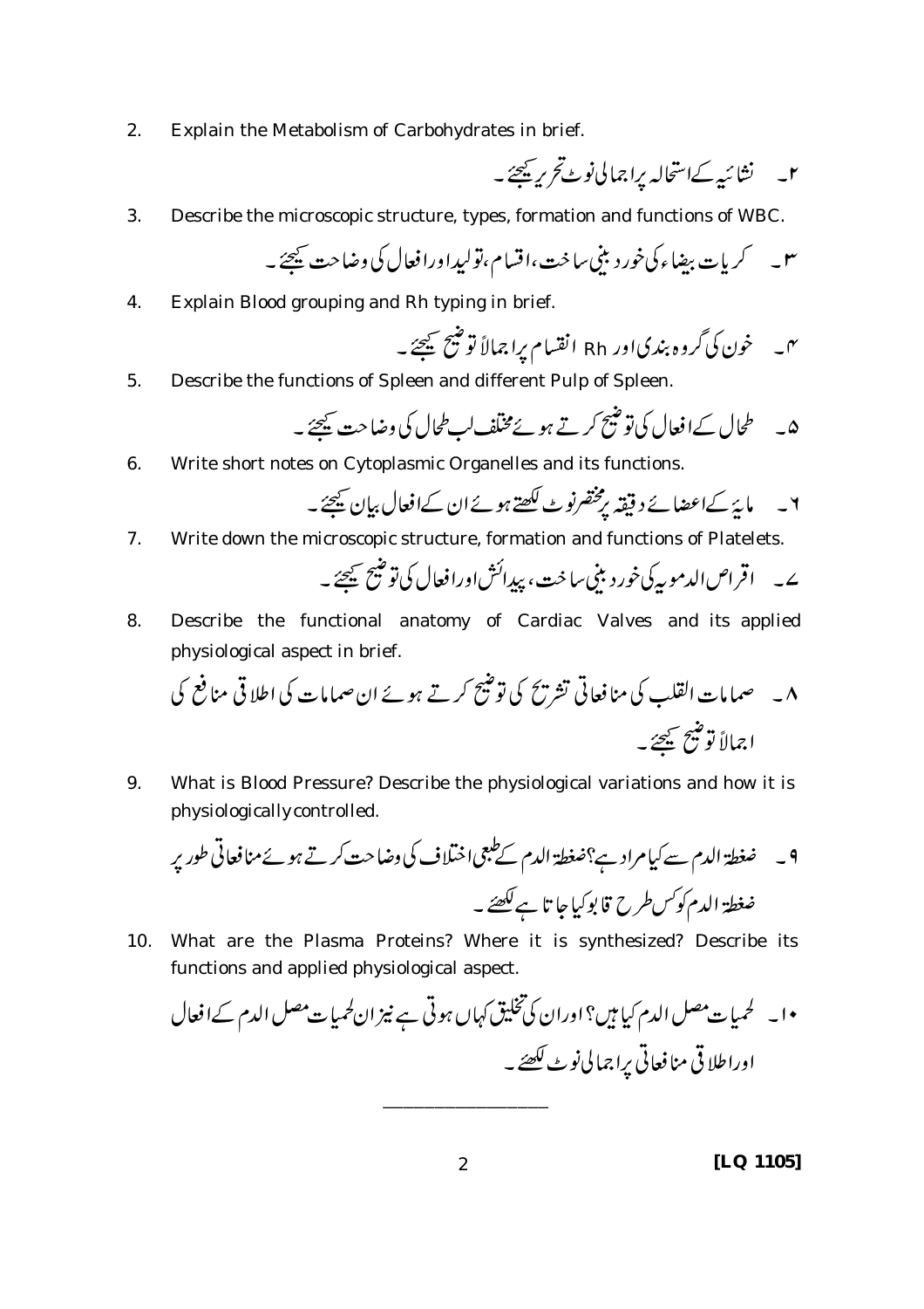2. Explain the Metabolism of Carbohydrates in brief.

۲۔ نشائیہ کے استحالہ پر اجمالی نوٹ تحریر کیجئے۔

3. Describe the microscopic structure, types, formation and functions of WBC.

۳۔ کریات بیضاء کی خوردبینی ساخت، اقسام، تولید اور افعال کی وضاحت کیجئے۔

4. Explain Blood grouping and Rh typing in brief.

۴۔ خون کی گروہ بندی اور Rh انقسام پر اجمالاً توضیح کیجئے۔

5. Describe the functions of Spleen and different Pulp of Spleen.

۵۔ طحال کے افعال کی توضیح کرتے ہوئے مختلف لب طحال کی وضاحت کیجئے۔

6. Write short notes on Cytoplasmic Organelles and its functions.

۶۔ مایۂ کے اعضائے دقیقہ پر مختصر نوٹ لکھتے ہوئے ان کے افعال بیان کیجئے۔

7. Write down the microscopic structure, formation and functions of Platelets.

۷۔ اقراص الدمویہ کی خوردبینی ساخت، پیدائش اور افعال کی توضیح کیجئے۔

8. Describe the functional anatomy of Cardiac Valves and its applied physiological aspect in brief.

۸۔ صمامات القلب کی منافعاتی تشریح کی توضیح کرتے ہوئے ان صمامات کی اطلاقی منافع کی اجمالاً توضیح کیجئے۔

9. What is Blood Pressure? Describe the physiological variations and how it is physiologically controlled.

۹۔ ضغطۃ الدم سے کیا مراد ہے؟ ضغطۃ الدم کے طبعی اختلاف کی وضاحت کرتے ہوئے منافعاتی طور پر ضغطۃ الدم کو کس طرح قابو کیا جاتا ہے لکھئے۔

10. What are the Plasma Proteins? Where it is synthesized? Describe its functions and applied physiological aspect.

۱۰۔ لحمیات مصل الدم کیا ہیں؟ اور ان کی تخلیق کہاں ہوتی ہے نیز ان لحمیات مصل الدم کے افعال اور اطلاقی منافعاتی پر اجمالی نوٹ لکھئے۔

---

[LQ 1105]